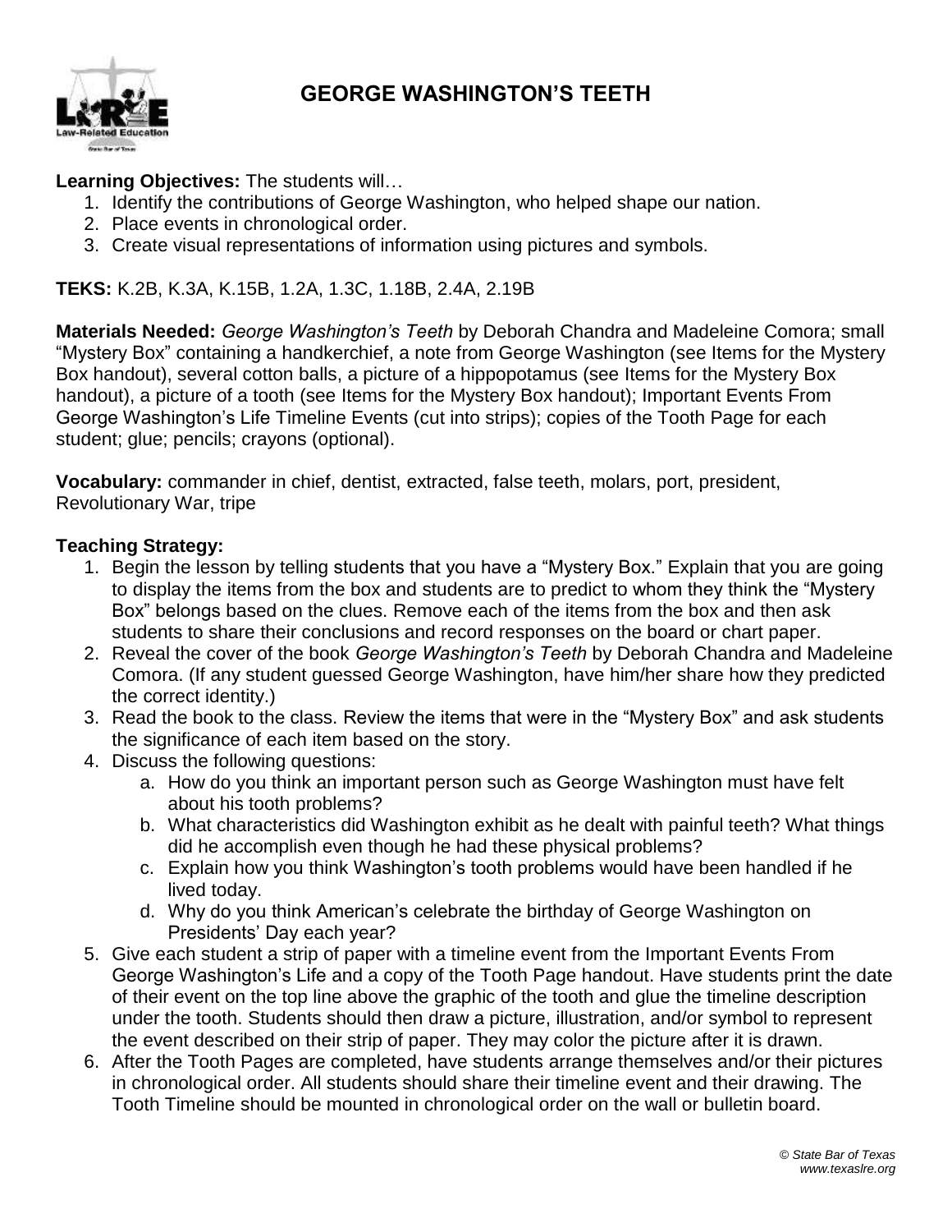# GEORGE WASHINGTON'S TEETH

**Learning Objectives:** The students will…

1. Identify the contributions of George Washington, who helped shape our nation.
2. Place events in chronological order.
3. Create visual representations of information using pictures and symbols.

**TEKS:** K.2B, K.3A, K.15B, 1.2A, 1.3C, 1.18B, 2.4A, 2.19B

**Materials Needed:** *George Washington's Teeth* by Deborah Chandra and Madeleine Comora; small "Mystery Box" containing a handkerchief, a note from George Washington (see Items for the Mystery Box handout), several cotton balls, a picture of a hippopotamus (see Items for the Mystery Box handout), a picture of a tooth (see Items for the Mystery Box handout); Important Events From George Washington's Life Timeline Events (cut into strips); copies of the Tooth Page for each student; glue; pencils; crayons (optional).

**Vocabulary:** commander in chief, dentist, extracted, false teeth, molars, port, president, Revolutionary War, tripe

**Teaching Strategy:**

1. Begin the lesson by telling students that you have a "Mystery Box." Explain that you are going to display the items from the box and students are to predict to whom they think the "Mystery Box" belongs based on the clues. Remove each of the items from the box and then ask students to share their conclusions and record responses on the board or chart paper.
2. Reveal the cover of the book *George Washington's Teeth* by Deborah Chandra and Madeleine Comora. (If any student guessed George Washington, have him/her share how they predicted the correct identity.)
3. Read the book to the class. Review the items that were in the "Mystery Box" and ask students the significance of each item based on the story.
4. Discuss the following questions:
   a. How do you think an important person such as George Washington must have felt about his tooth problems?
   b. What characteristics did Washington exhibit as he dealt with painful teeth? What things did he accomplish even though he had these physical problems?
   c. Explain how you think Washington's tooth problems would have been handled if he lived today.
   d. Why do you think American's celebrate the birthday of George Washington on Presidents' Day each year?
5. Give each student a strip of paper with a timeline event from the Important Events From George Washington's Life and a copy of the Tooth Page handout. Have students print the date of their event on the top line above the graphic of the tooth and glue the timeline description under the tooth. Students should then draw a picture, illustration, and/or symbol to represent the event described on their strip of paper. They may color the picture after it is drawn.
6. After the Tooth Pages are completed, have students arrange themselves and/or their pictures in chronological order. All students should share their timeline event and their drawing. The Tooth Timeline should be mounted in chronological order on the wall or bulletin board.

*© State Bar of Texas*
*www.texaslre.org*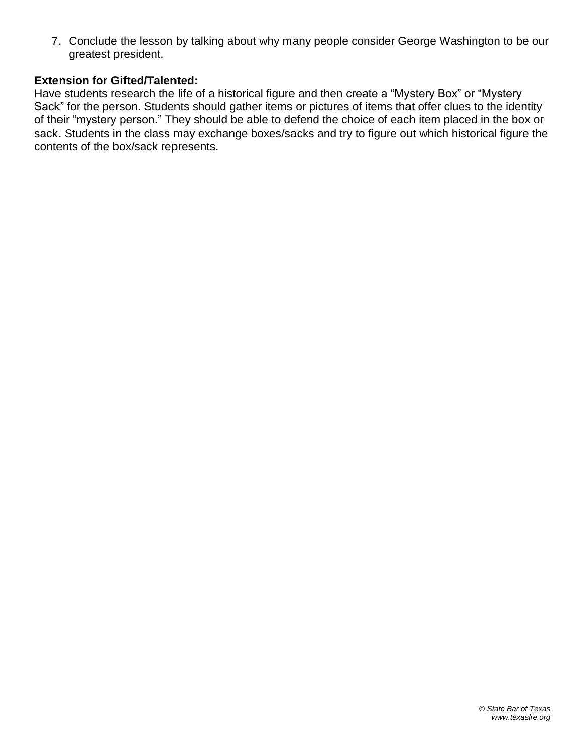7. Conclude the lesson by talking about why many people consider George Washington to be our greatest president.

**Extension for Gifted/Talented:**
Have students research the life of a historical figure and then create a “Mystery Box” or “Mystery Sack” for the person. Students should gather items or pictures of items that offer clues to the identity of their “mystery person.” They should be able to defend the choice of each item placed in the box or sack. Students in the class may exchange boxes/sacks and try to figure out which historical figure the contents of the box/sack represents.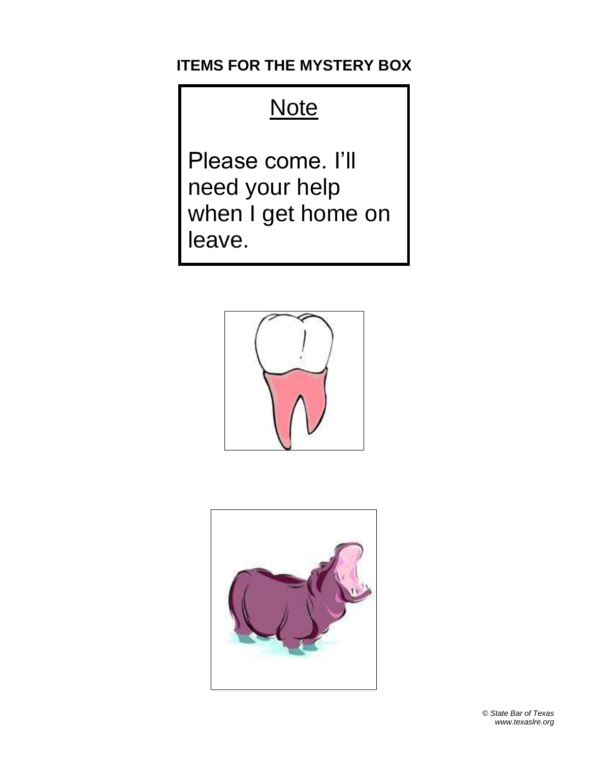**ITEMS FOR THE MYSTERY BOX**

<u>Note</u>

Please come. I'll need your help when I get home on leave.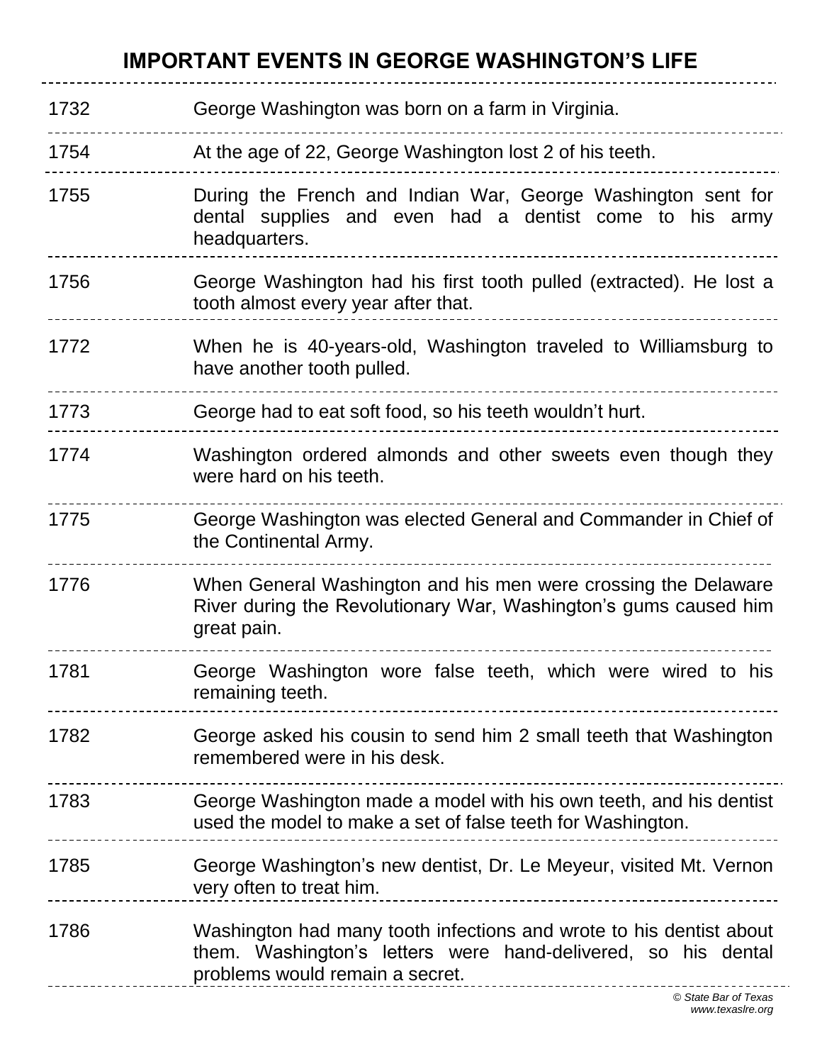# IMPORTANT EVENTS IN GEORGE WASHINGTON'S LIFE

| | |
|---|---|
| 1732 | George Washington was born on a farm in Virginia. |
| 1754 | At the age of 22, George Washington lost 2 of his teeth. |
| 1755 | During the French and Indian War, George Washington sent for dental supplies and even had a dentist come to his army headquarters. |
| 1756 | George Washington had his first tooth pulled (extracted). He lost a tooth almost every year after that. |
| 1772 | When he is 40-years-old, Washington traveled to Williamsburg to have another tooth pulled. |
| 1773 | George had to eat soft food, so his teeth wouldn't hurt. |
| 1774 | Washington ordered almonds and other sweets even though they were hard on his teeth. |
| 1775 | George Washington was elected General and Commander in Chief of the Continental Army. |
| 1776 | When General Washington and his men were crossing the Delaware River during the Revolutionary War, Washington's gums caused him great pain. |
| 1781 | George Washington wore false teeth, which were wired to his remaining teeth. |
| 1782 | George asked his cousin to send him 2 small teeth that Washington remembered were in his desk. |
| 1783 | George Washington made a model with his own teeth, and his dentist used the model to make a set of false teeth for Washington. |
| 1785 | George Washington's new dentist, Dr. Le Meyeur, visited Mt. Vernon very often to treat him. |
| 1786 | Washington had many tooth infections and wrote to his dentist about them. Washington's letters were hand-delivered, so his dental problems would remain a secret. |

*© State Bar of Texas*
*www.texaslre.org*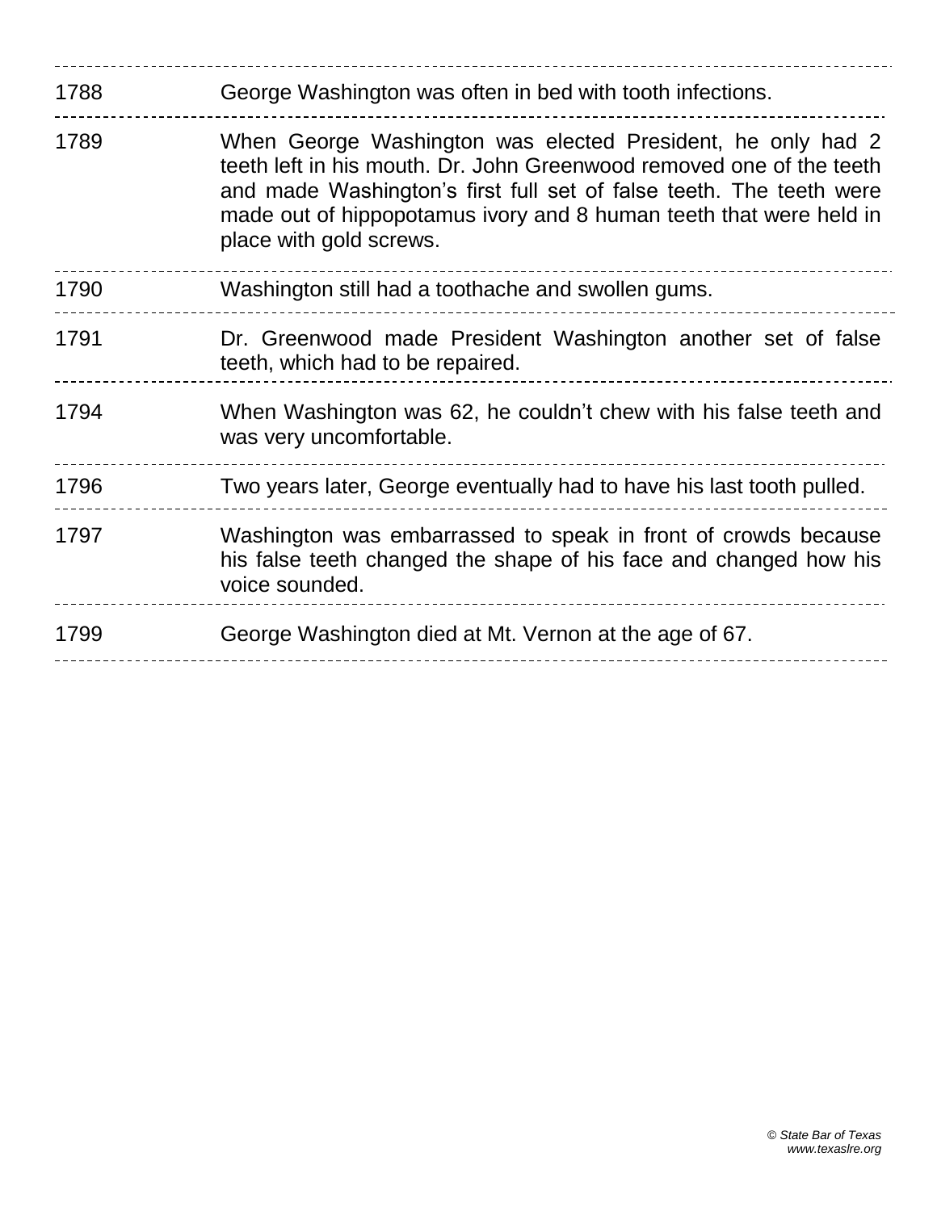| | |
|---|---|
| 1788 | George Washington was often in bed with tooth infections. |
| 1789 | When George Washington was elected President, he only had 2 teeth left in his mouth. Dr. John Greenwood removed one of the teeth and made Washington's first full set of false teeth. The teeth were made out of hippopotamus ivory and 8 human teeth that were held in place with gold screws. |
| 1790 | Washington still had a toothache and swollen gums. |
| 1791 | Dr. Greenwood made President Washington another set of false teeth, which had to be repaired. |
| 1794 | When Washington was 62, he couldn't chew with his false teeth and was very uncomfortable. |
| 1796 | Two years later, George eventually had to have his last tooth pulled. |
| 1797 | Washington was embarrassed to speak in front of crowds because his false teeth changed the shape of his face and changed how his voice sounded. |
| 1799 | George Washington died at Mt. Vernon at the age of 67. |

*© State Bar of Texas*
*www.texaslre.org*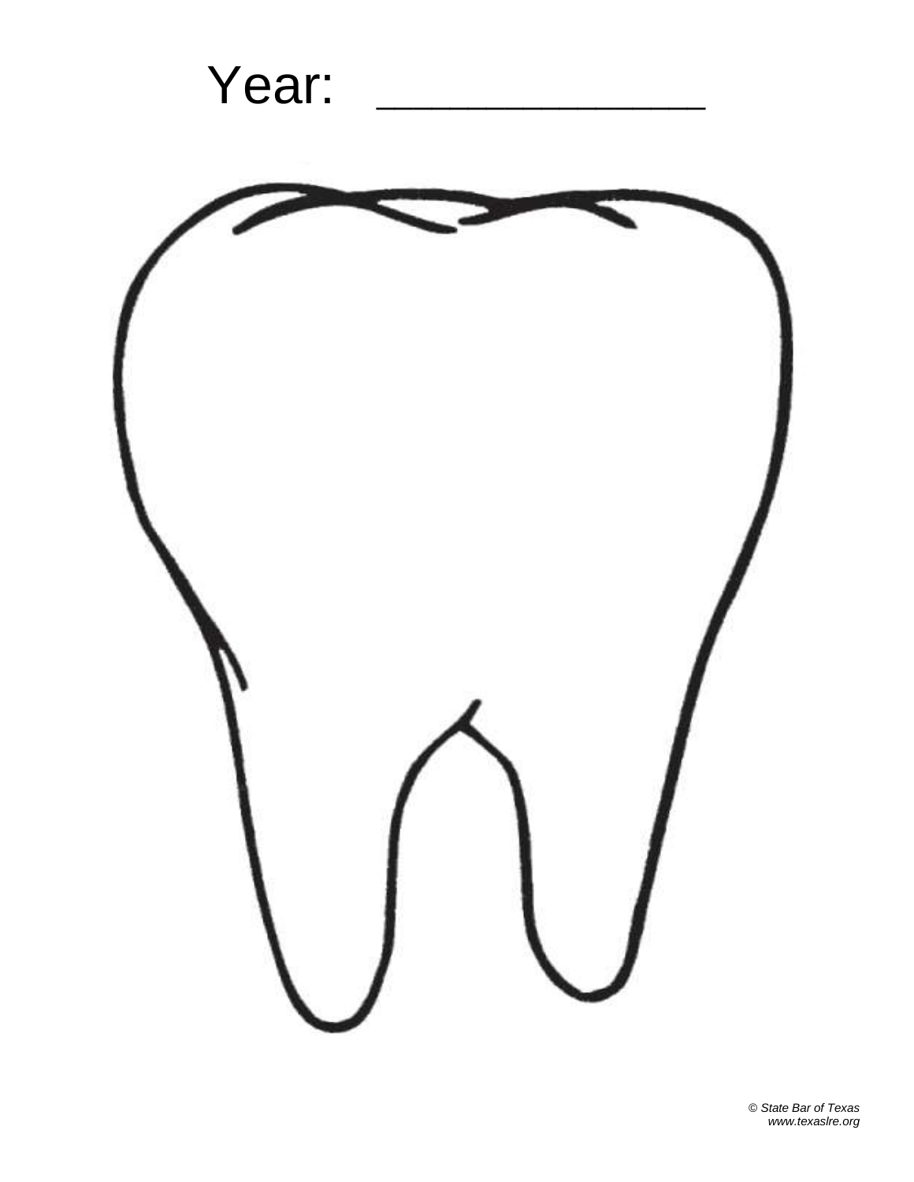Year: ____________

© State Bar of Texas
www.texaslre.org